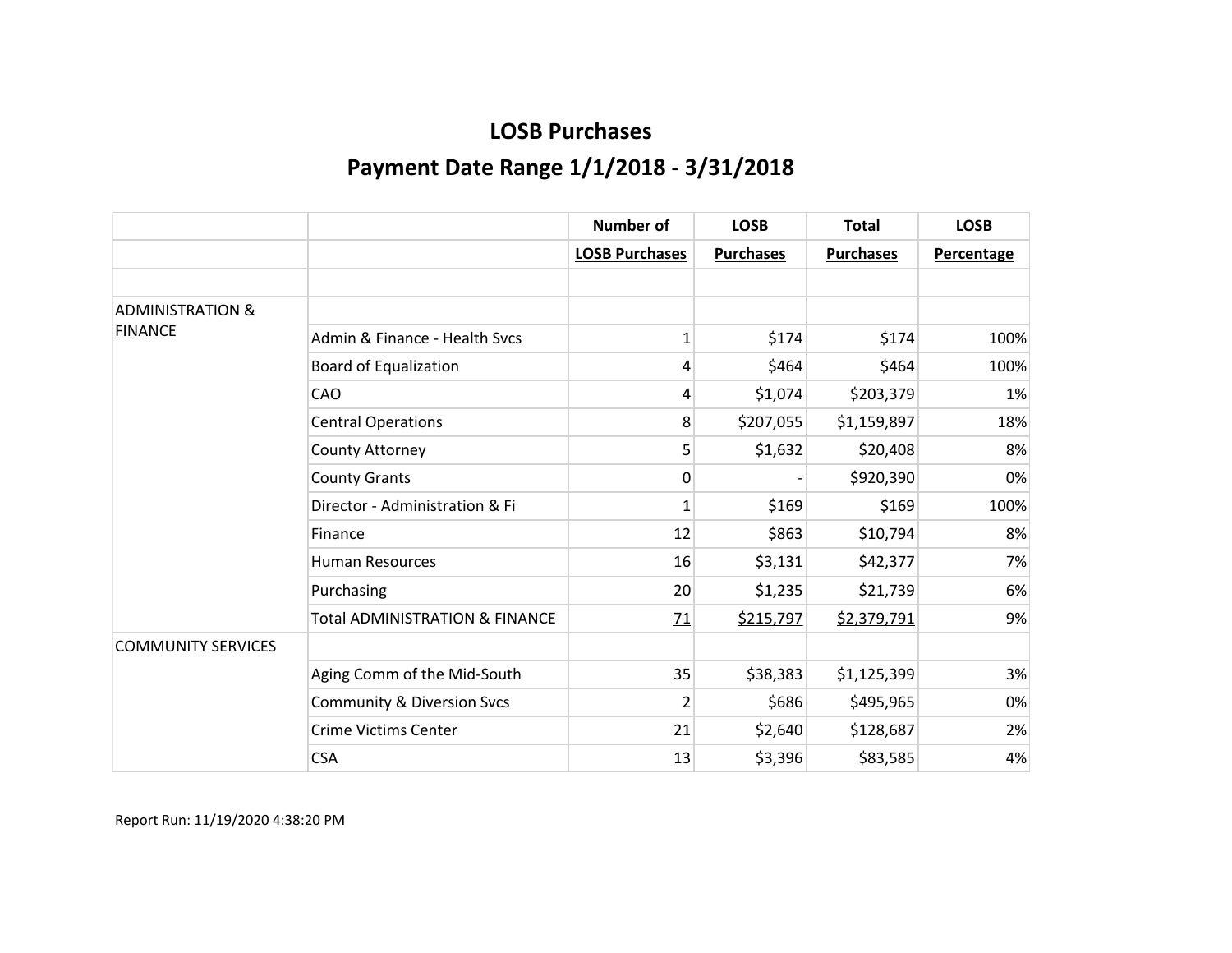# LOSB Purchases

## Payment Date Range 1/1/2018 - 3/31/2018

| | | Number of | LOSB | Total | LOSB |
|---|---|---|---|---|---|
| | | LOSB Purchases | Purchases | Purchases | Percentage |
| | | | | | |
| ADMINISTRATION & FINANCE | | | | | |
| | Admin & Finance - Health Svcs | 1 | $174 | $174 | 100% |
| | Board of Equalization | 4 | $464 | $464 | 100% |
| | CAO | 4 | $1,074 | $203,379 | 1% |
| | Central Operations | 8 | $207,055 | $1,159,897 | 18% |
| | County Attorney | 5 | $1,632 | $20,408 | 8% |
| | County Grants | 0 | - | $920,390 | 0% |
| | Director - Administration & Fi | 1 | $169 | $169 | 100% |
| | Finance | 12 | $863 | $10,794 | 8% |
| | Human Resources | 16 | $3,131 | $42,377 | 7% |
| | Purchasing | 20 | $1,235 | $21,739 | 6% |
| | Total ADMINISTRATION & FINANCE | 71 | $215,797 | $2,379,791 | 9% |
| COMMUNITY SERVICES | | | | | |
| | Aging Comm of the Mid-South | 35 | $38,383 | $1,125,399 | 3% |
| | Community & Diversion Svcs | 2 | $686 | $495,965 | 0% |
| | Crime Victims Center | 21 | $2,640 | $128,687 | 2% |
| | CSA | 13 | $3,396 | $83,585 | 4% |

Report Run: 11/19/2020 4:38:20 PM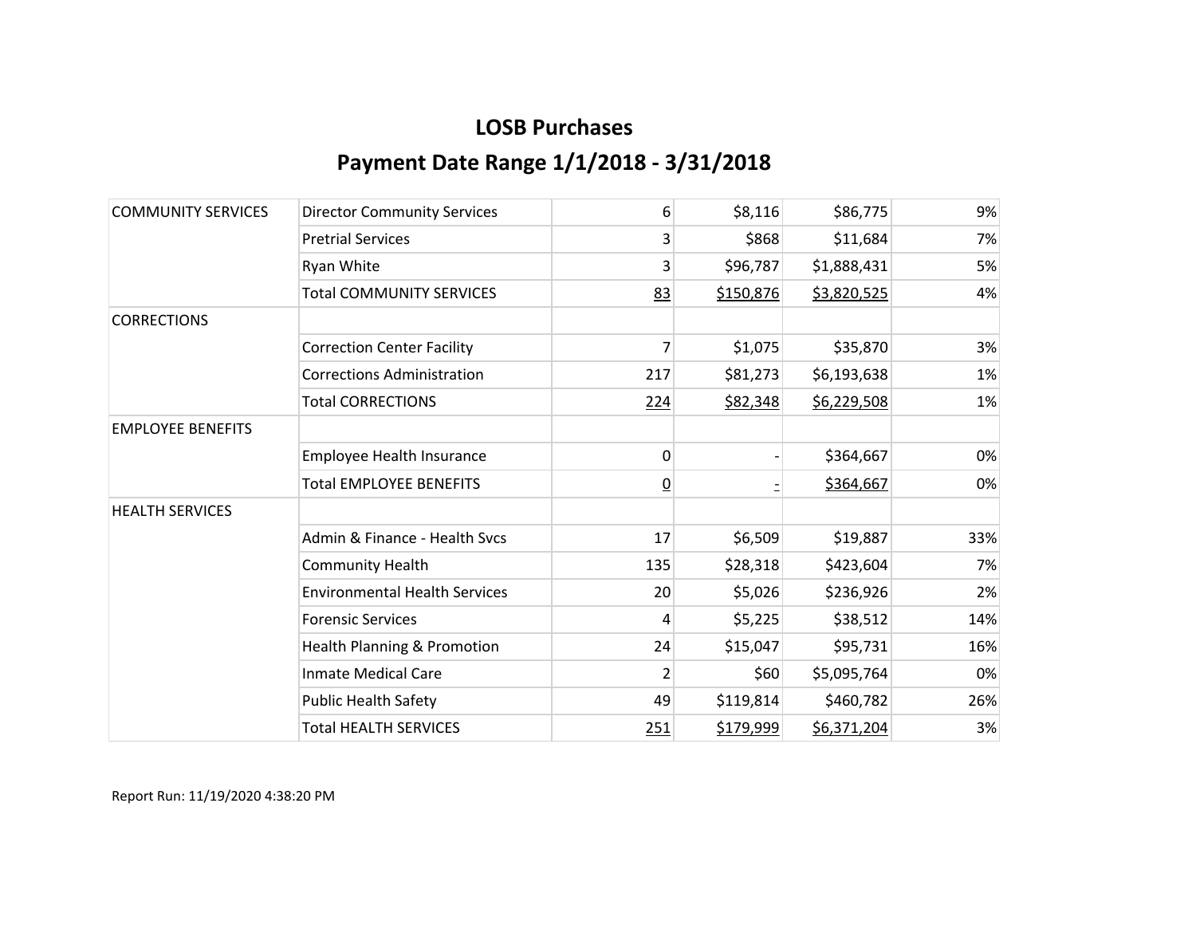# LOSB Purchases

## Payment Date Range 1/1/2018 - 3/31/2018

| | | | | | |
|---|---|---|---|---|---|
| COMMUNITY SERVICES | Director Community Services | 6 | $8,116 | $86,775 | 9% |
| | Pretrial Services | 3 | $868 | $11,684 | 7% |
| | Ryan White | 3 | $96,787 | $1,888,431 | 5% |
| | Total COMMUNITY SERVICES | 83 | $150,876 | $3,820,525 | 4% |
| CORRECTIONS | | | | | |
| | Correction Center Facility | 7 | $1,075 | $35,870 | 3% |
| | Corrections Administration | 217 | $81,273 | $6,193,638 | 1% |
| | Total CORRECTIONS | 224 | $82,348 | $6,229,508 | 1% |
| EMPLOYEE BENEFITS | | | | | |
| | Employee Health Insurance | 0 | - | $364,667 | 0% |
| | Total EMPLOYEE BENEFITS | 0 | - | $364,667 | 0% |
| HEALTH SERVICES | | | | | |
| | Admin & Finance - Health Svcs | 17 | $6,509 | $19,887 | 33% |
| | Community Health | 135 | $28,318 | $423,604 | 7% |
| | Environmental Health Services | 20 | $5,026 | $236,926 | 2% |
| | Forensic Services | 4 | $5,225 | $38,512 | 14% |
| | Health Planning & Promotion | 24 | $15,047 | $95,731 | 16% |
| | Inmate Medical Care | 2 | $60 | $5,095,764 | 0% |
| | Public Health Safety | 49 | $119,814 | $460,782 | 26% |
| | Total HEALTH SERVICES | 251 | $179,999 | $6,371,204 | 3% |

Report Run: 11/19/2020 4:38:20 PM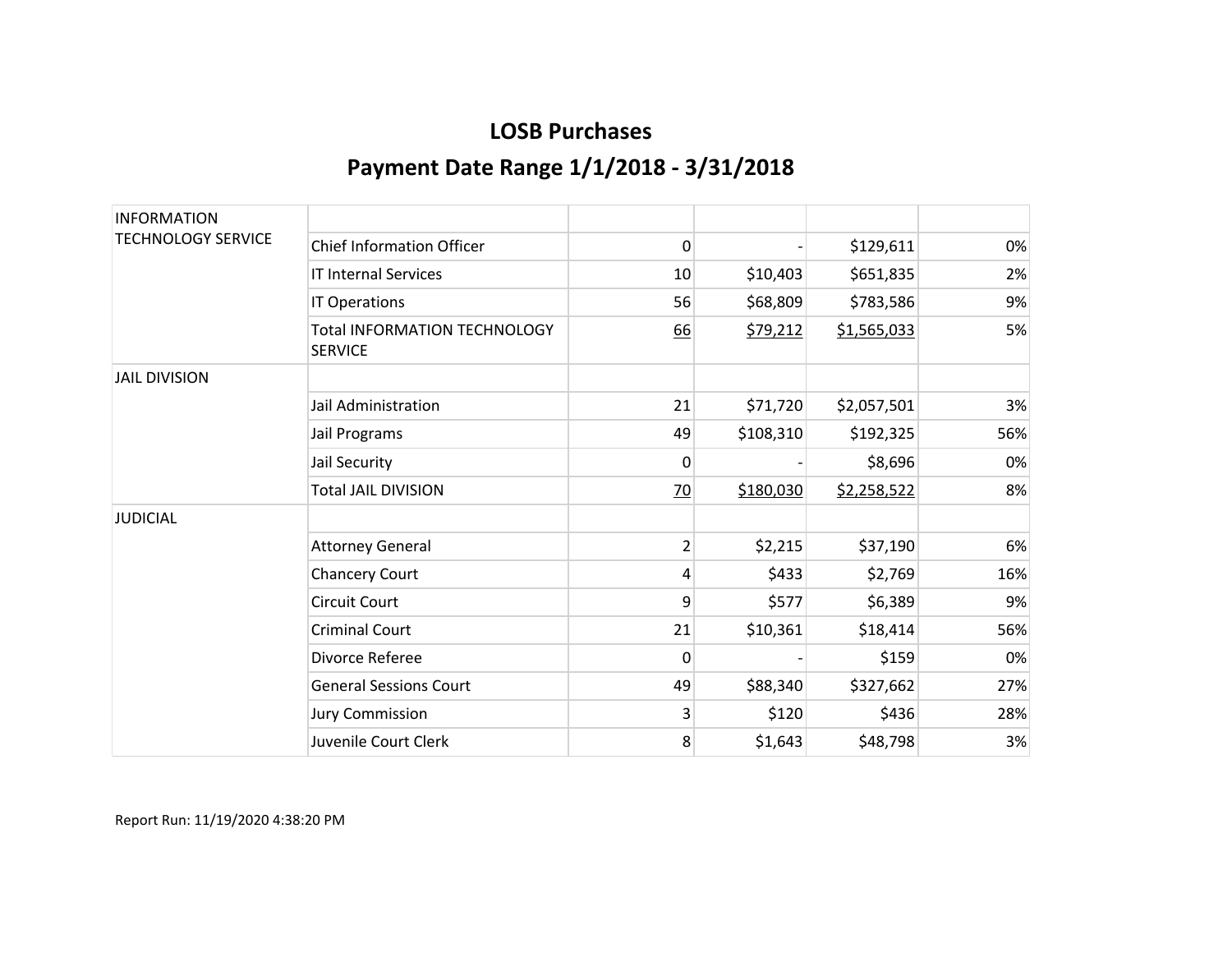## LOSB Purchases

## Payment Date Range 1/1/2018 - 3/31/2018

| | | | | | |
|---|---|---|---|---|---|
| INFORMATION TECHNOLOGY SERVICE | | | | | |
| | Chief Information Officer | 0 | - | $129,611 | 0% |
| | IT Internal Services | 10 | $10,403 | $651,835 | 2% |
| | IT Operations | 56 | $68,809 | $783,586 | 9% |
| | Total INFORMATION TECHNOLOGY SERVICE | 66 | $79,212 | $1,565,033 | 5% |
| JAIL DIVISION | | | | | |
| | Jail Administration | 21 | $71,720 | $2,057,501 | 3% |
| | Jail Programs | 49 | $108,310 | $192,325 | 56% |
| | Jail Security | 0 | - | $8,696 | 0% |
| | Total JAIL DIVISION | 70 | $180,030 | $2,258,522 | 8% |
| JUDICIAL | | | | | |
| | Attorney General | 2 | $2,215 | $37,190 | 6% |
| | Chancery Court | 4 | $433 | $2,769 | 16% |
| | Circuit Court | 9 | $577 | $6,389 | 9% |
| | Criminal Court | 21 | $10,361 | $18,414 | 56% |
| | Divorce Referee | 0 | - | $159 | 0% |
| | General Sessions Court | 49 | $88,340 | $327,662 | 27% |
| | Jury Commission | 3 | $120 | $436 | 28% |
| | Juvenile Court Clerk | 8 | $1,643 | $48,798 | 3% |

Report Run: 11/19/2020 4:38:20 PM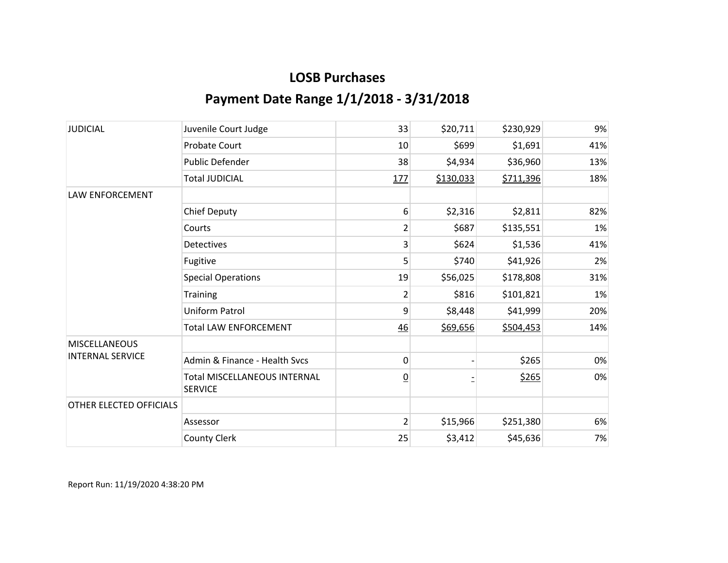## LOSB Purchases

## Payment Date Range 1/1/2018 - 3/31/2018

| | | | | | |
|---|---|---|---|---|---|
| JUDICIAL | Juvenile Court Judge | 33 | $20,711 | $230,929 | 9% |
| | Probate Court | 10 | $699 | $1,691 | 41% |
| | Public Defender | 38 | $4,934 | $36,960 | 13% |
| | Total JUDICIAL | 177 | $130,033 | $711,396 | 18% |
| LAW ENFORCEMENT | | | | | |
| | Chief Deputy | 6 | $2,316 | $2,811 | 82% |
| | Courts | 2 | $687 | $135,551 | 1% |
| | Detectives | 3 | $624 | $1,536 | 41% |
| | Fugitive | 5 | $740 | $41,926 | 2% |
| | Special Operations | 19 | $56,025 | $178,808 | 31% |
| | Training | 2 | $816 | $101,821 | 1% |
| | Uniform Patrol | 9 | $8,448 | $41,999 | 20% |
| | Total LAW ENFORCEMENT | 46 | $69,656 | $504,453 | 14% |
| MISCELLANEOUS INTERNAL SERVICE | | | | | |
| | Admin & Finance - Health Svcs | 0 | - | $265 | 0% |
| | Total MISCELLANEOUS INTERNAL SERVICE | 0 | - | $265 | 0% |
| OTHER ELECTED OFFICIALS | | | | | |
| | Assessor | 2 | $15,966 | $251,380 | 6% |
| | County Clerk | 25 | $3,412 | $45,636 | 7% |

Report Run: 11/19/2020 4:38:20 PM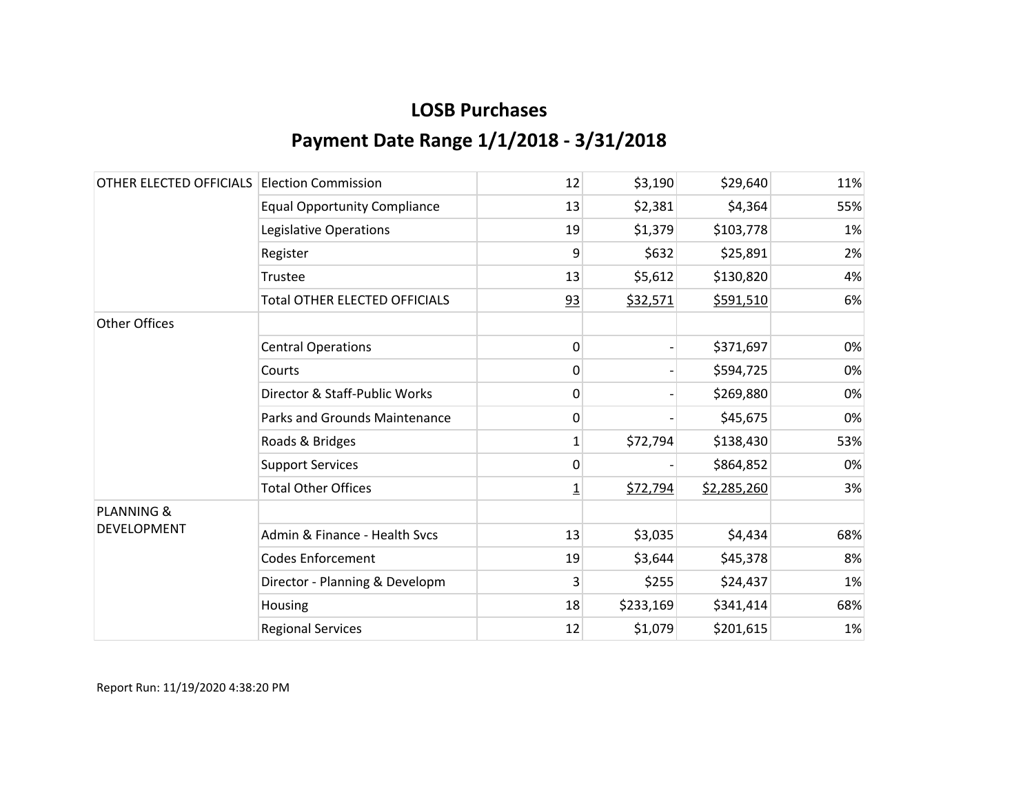## LOSB Purchases

## Payment Date Range 1/1/2018 - 3/31/2018

| | | | | | |
|---|---|---|---|---|---|
| OTHER ELECTED OFFICIALS | Election Commission | 12 | $3,190 | $29,640 | 11% |
| | Equal Opportunity Compliance | 13 | $2,381 | $4,364 | 55% |
| | Legislative Operations | 19 | $1,379 | $103,778 | 1% |
| | Register | 9 | $632 | $25,891 | 2% |
| | Trustee | 13 | $5,612 | $130,820 | 4% |
| | Total OTHER ELECTED OFFICIALS | 93 | $32,571 | $591,510 | 6% |
| Other Offices | | | | | |
| | Central Operations | 0 | - | $371,697 | 0% |
| | Courts | 0 | - | $594,725 | 0% |
| | Director & Staff-Public Works | 0 | - | $269,880 | 0% |
| | Parks and Grounds Maintenance | 0 | - | $45,675 | 0% |
| | Roads & Bridges | 1 | $72,794 | $138,430 | 53% |
| | Support Services | 0 | - | $864,852 | 0% |
| | Total Other Offices | 1 | $72,794 | $2,285,260 | 3% |
| PLANNING & DEVELOPMENT | | | | | |
| | Admin & Finance - Health Svcs | 13 | $3,035 | $4,434 | 68% |
| | Codes Enforcement | 19 | $3,644 | $45,378 | 8% |
| | Director - Planning & Developm | 3 | $255 | $24,437 | 1% |
| | Housing | 18 | $233,169 | $341,414 | 68% |
| | Regional Services | 12 | $1,079 | $201,615 | 1% |

Report Run: 11/19/2020 4:38:20 PM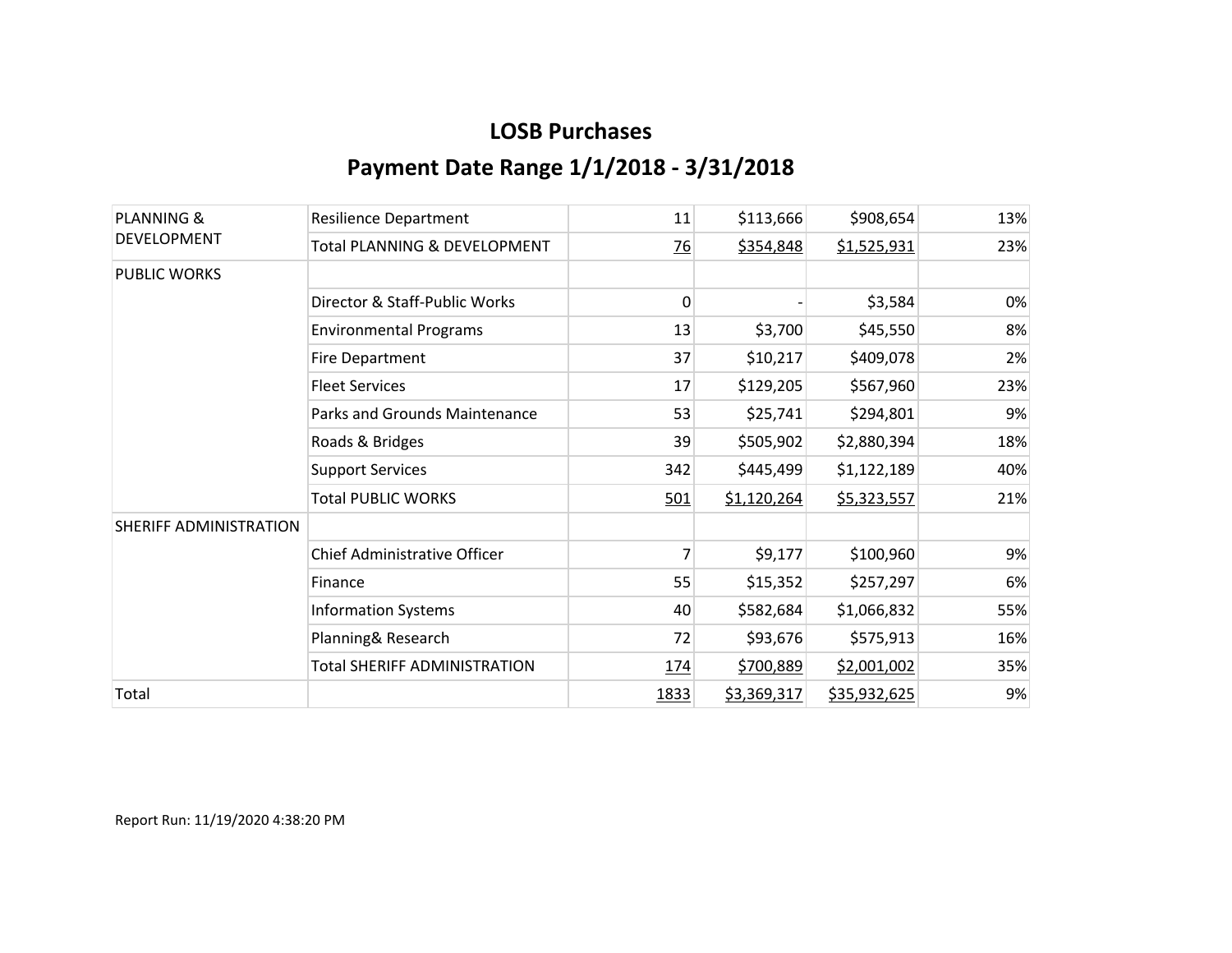# LOSB Purchases

## Payment Date Range 1/1/2018 - 3/31/2018

| | | | | | |
|---|---|---|---|---|---|
| PLANNING & DEVELOPMENT | Resilience Department | 11 | $113,666 | $908,654 | 13% |
| | Total PLANNING & DEVELOPMENT | 76 | $354,848 | $1,525,931 | 23% |
| PUBLIC WORKS | | | | | |
| | Director & Staff-Public Works | 0 | - | $3,584 | 0% |
| | Environmental Programs | 13 | $3,700 | $45,550 | 8% |
| | Fire Department | 37 | $10,217 | $409,078 | 2% |
| | Fleet Services | 17 | $129,205 | $567,960 | 23% |
| | Parks and Grounds Maintenance | 53 | $25,741 | $294,801 | 9% |
| | Roads & Bridges | 39 | $505,902 | $2,880,394 | 18% |
| | Support Services | 342 | $445,499 | $1,122,189 | 40% |
| | Total PUBLIC WORKS | 501 | $1,120,264 | $5,323,557 | 21% |
| SHERIFF ADMINISTRATION | | | | | |
| | Chief Administrative Officer | 7 | $9,177 | $100,960 | 9% |
| | Finance | 55 | $15,352 | $257,297 | 6% |
| | Information Systems | 40 | $582,684 | $1,066,832 | 55% |
| | Planning& Research | 72 | $93,676 | $575,913 | 16% |
| | Total SHERIFF ADMINISTRATION | 174 | $700,889 | $2,001,002 | 35% |
| Total | | 1833 | $3,369,317 | $35,932,625 | 9% |

Report Run: 11/19/2020 4:38:20 PM